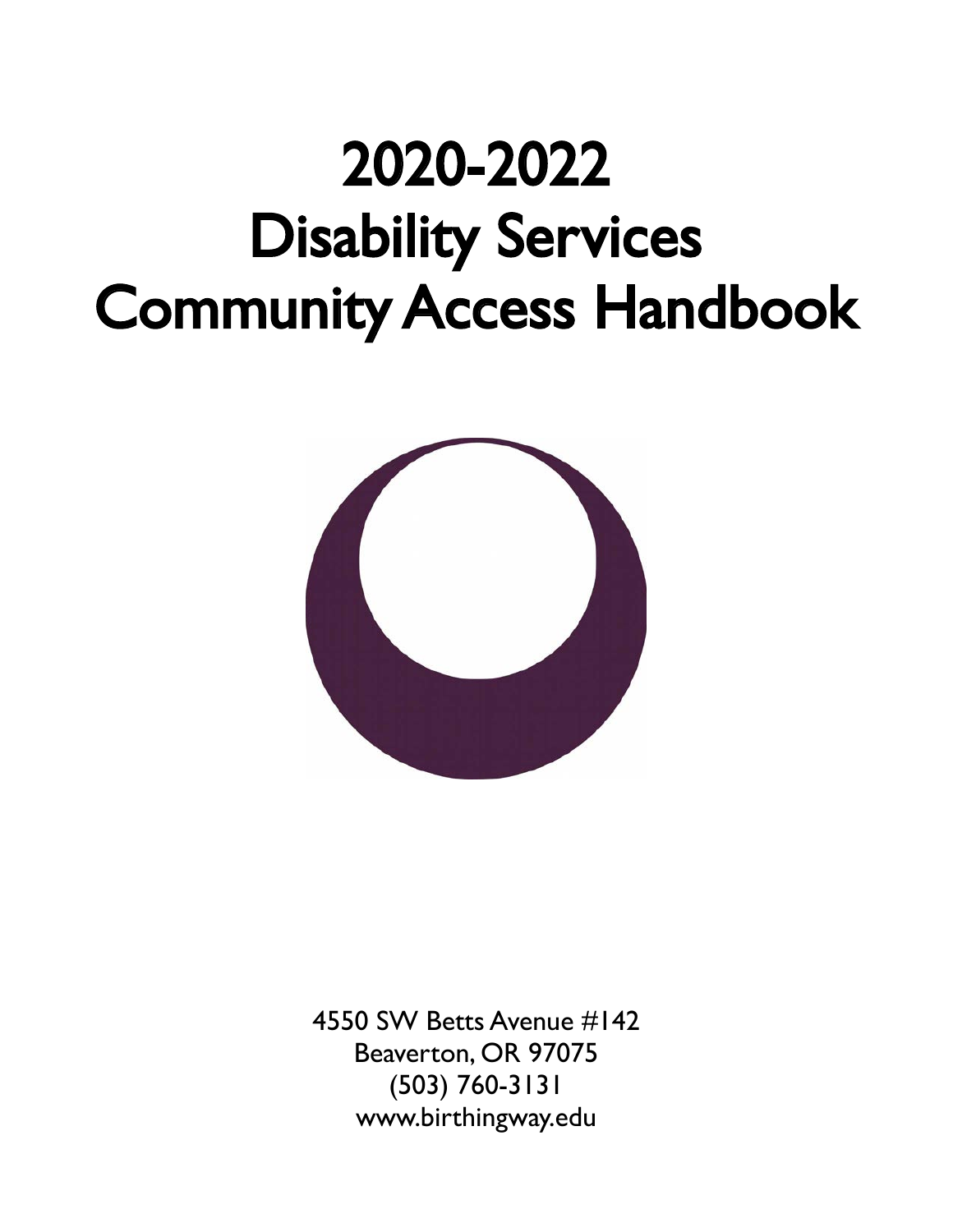# 2020-2022
# Disability Services
# Community Access Handbook

4550 SW Betts Avenue #142
Beaverton, OR 97075
(503) 760-3131
www.birthingway.edu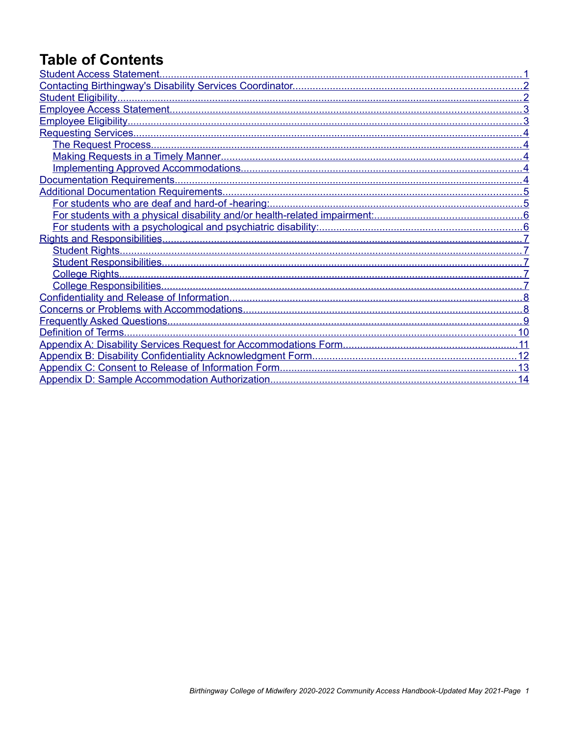# Table of Contents

- Student Access Statement....1
- Contacting Birthingway's Disability Services Coordinator....2
- Student Eligibility....2
- Employee Access Statement....3
- Employee Eligibility....3
- Requesting Services....4
  - The Request Process....4
  - Making Requests in a Timely Manner....4
  - Implementing Approved Accommodations....4
- Documentation Requirements....4
- Additional Documentation Requirements....5
  - For students who are deaf and hard-of -hearing:....5
  - For students with a physical disability and/or health-related impairment:....6
  - For students with a psychological and psychiatric disability:....6
- Rights and Responsibilities....7
  - Student Rights....7
  - Student Responsibilities....7
  - College Rights....7
  - College Responsibilities....7
- Confidentiality and Release of Information....8
- Concerns or Problems with Accommodations....8
- Frequently Asked Questions....9
- Definition of Terms....10
- Appendix A: Disability Services Request for Accommodations Form....11
- Appendix B: Disability Confidentiality Acknowledgment Form....12
- Appendix C: Consent to Release of Information Form....13
- Appendix D: Sample Accommodation Authorization....14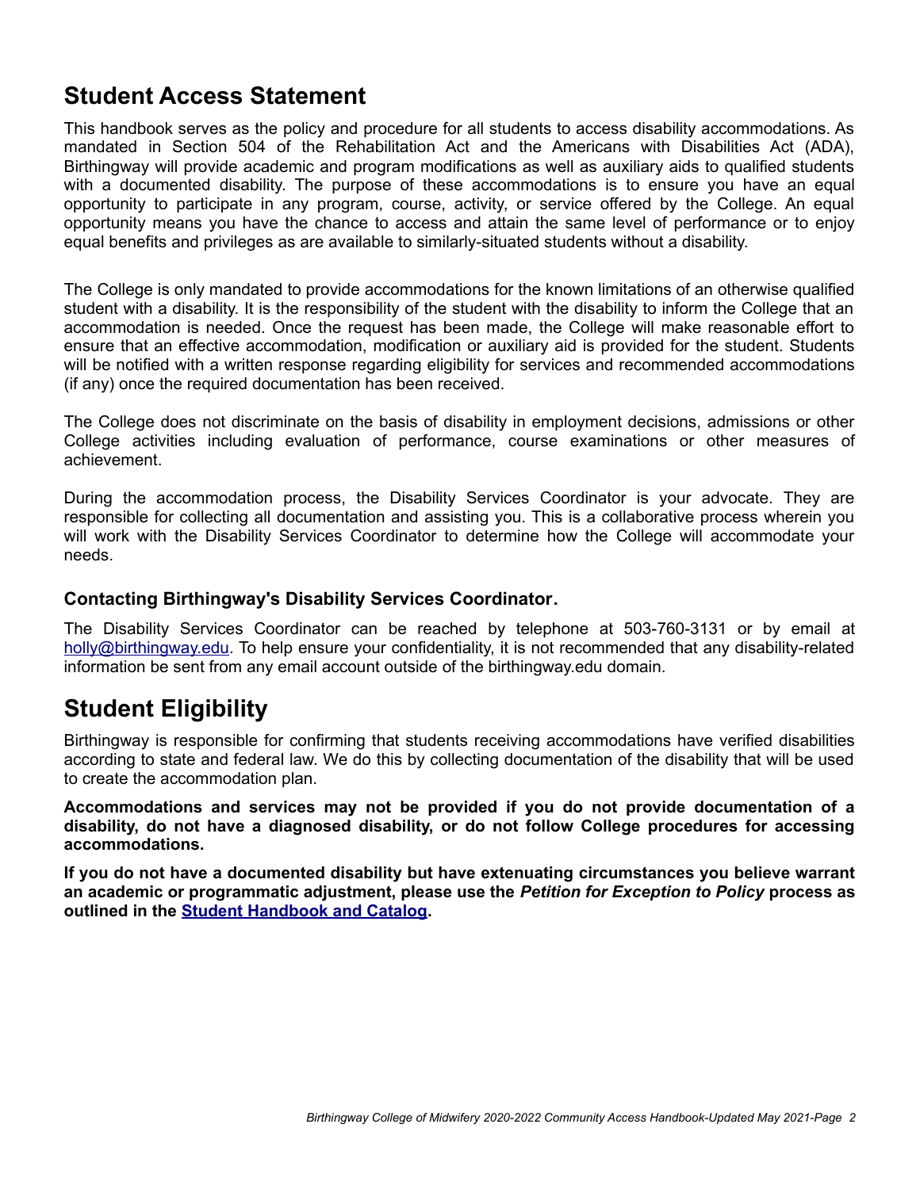# Student Access Statement

This handbook serves as the policy and procedure for all students to access disability accommodations. As mandated in Section 504 of the Rehabilitation Act and the Americans with Disabilities Act (ADA), Birthingway will provide academic and program modifications as well as auxiliary aids to qualified students with a documented disability. The purpose of these accommodations is to ensure you have an equal opportunity to participate in any program, course, activity, or service offered by the College. An equal opportunity means you have the chance to access and attain the same level of performance or to enjoy equal benefits and privileges as are available to similarly-situated students without a disability.

The College is only mandated to provide accommodations for the known limitations of an otherwise qualified student with a disability. It is the responsibility of the student with the disability to inform the College that an accommodation is needed. Once the request has been made, the College will make reasonable effort to ensure that an effective accommodation, modification or auxiliary aid is provided for the student. Students will be notified with a written response regarding eligibility for services and recommended accommodations (if any) once the required documentation has been received.

The College does not discriminate on the basis of disability in employment decisions, admissions or other College activities including evaluation of performance, course examinations or other measures of achievement.

During the accommodation process, the Disability Services Coordinator is your advocate. They are responsible for collecting all documentation and assisting you. This is a collaborative process wherein you will work with the Disability Services Coordinator to determine how the College will accommodate your needs.

### Contacting Birthingway's Disability Services Coordinator.

The Disability Services Coordinator can be reached by telephone at 503-760-3131 or by email at holly@birthingway.edu. To help ensure your confidentiality, it is not recommended that any disability-related information be sent from any email account outside of the birthingway.edu domain.

# Student Eligibility

Birthingway is responsible for confirming that students receiving accommodations have verified disabilities according to state and federal law. We do this by collecting documentation of the disability that will be used to create the accommodation plan.

**Accommodations and services may not be provided if you do not provide documentation of a disability, do not have a diagnosed disability, or do not follow College procedures for accessing accommodations.**

**If you do not have a documented disability but have extenuating circumstances you believe warrant an academic or programmatic adjustment, please use the *Petition for Exception to Policy* process as outlined in the Student Handbook and Catalog.**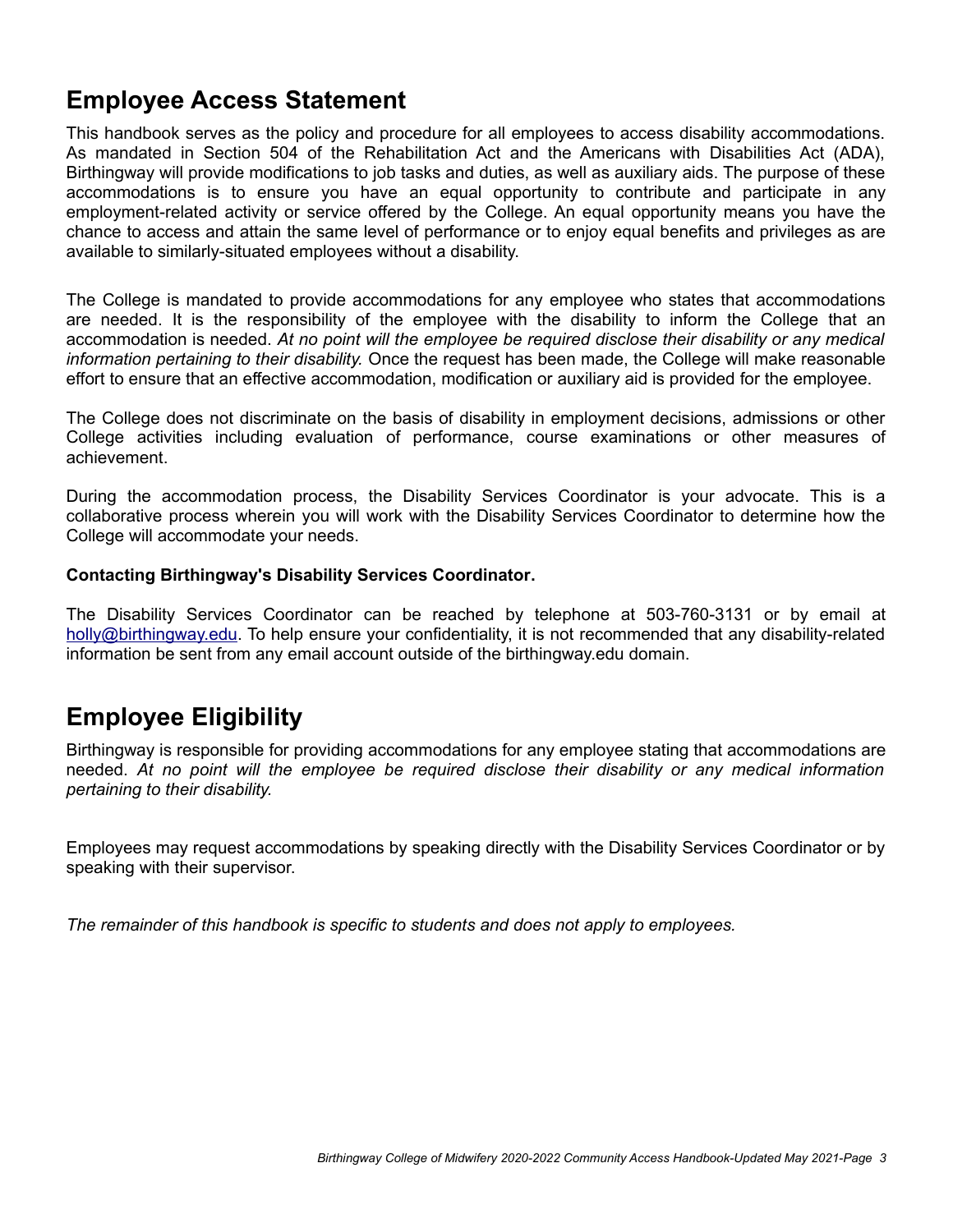## Employee Access Statement

This handbook serves as the policy and procedure for all employees to access disability accommodations. As mandated in Section 504 of the Rehabilitation Act and the Americans with Disabilities Act (ADA), Birthingway will provide modifications to job tasks and duties, as well as auxiliary aids. The purpose of these accommodations is to ensure you have an equal opportunity to contribute and participate in any employment-related activity or service offered by the College. An equal opportunity means you have the chance to access and attain the same level of performance or to enjoy equal benefits and privileges as are available to similarly-situated employees without a disability.

The College is mandated to provide accommodations for any employee who states that accommodations are needed. It is the responsibility of the employee with the disability to inform the College that an accommodation is needed. *At no point will the employee be required disclose their disability or any medical information pertaining to their disability.* Once the request has been made, the College will make reasonable effort to ensure that an effective accommodation, modification or auxiliary aid is provided for the employee.

The College does not discriminate on the basis of disability in employment decisions, admissions or other College activities including evaluation of performance, course examinations or other measures of achievement.

During the accommodation process, the Disability Services Coordinator is your advocate. This is a collaborative process wherein you will work with the Disability Services Coordinator to determine how the College will accommodate your needs.

**Contacting Birthingway's Disability Services Coordinator.**

The Disability Services Coordinator can be reached by telephone at 503-760-3131 or by email at holly@birthingway.edu. To help ensure your confidentiality, it is not recommended that any disability-related information be sent from any email account outside of the birthingway.edu domain.

## Employee Eligibility

Birthingway is responsible for providing accommodations for any employee stating that accommodations are needed. *At no point will the employee be required disclose their disability or any medical information pertaining to their disability.*

Employees may request accommodations by speaking directly with the Disability Services Coordinator or by speaking with their supervisor.

*The remainder of this handbook is specific to students and does not apply to employees.*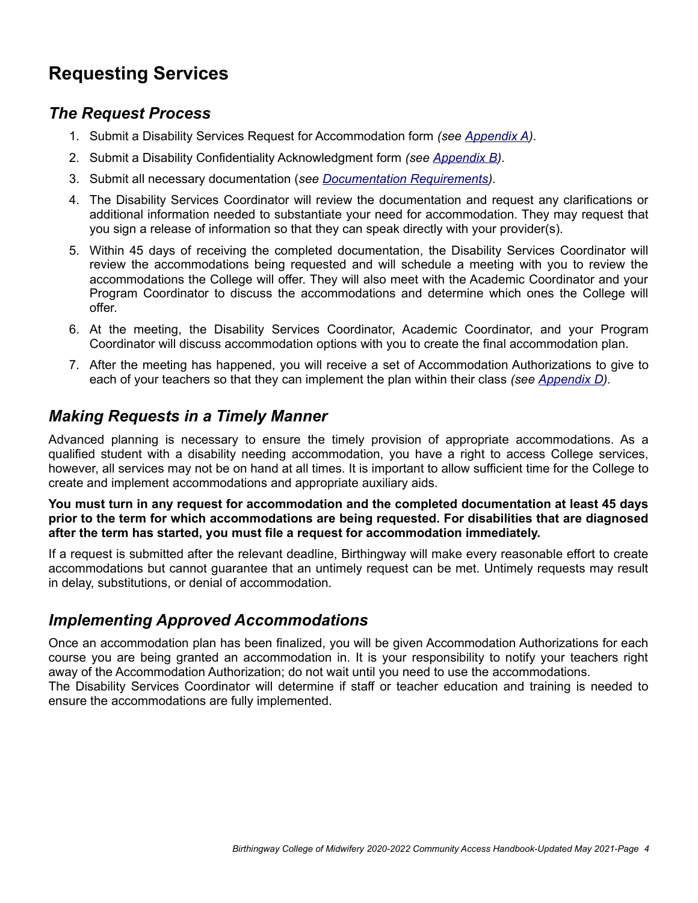# Requesting Services

## *The Request Process*

1. Submit a Disability Services Request for Accommodation form *(see [Appendix A](#))*.
2. Submit a Disability Confidentiality Acknowledgment form *(see [Appendix B](#))*.
3. Submit all necessary documentation (*see [Documentation Requirements](#))*.
4. The Disability Services Coordinator will review the documentation and request any clarifications or additional information needed to substantiate your need for accommodation. They may request that you sign a release of information so that they can speak directly with your provider(s).
5. Within 45 days of receiving the completed documentation, the Disability Services Coordinator will review the accommodations being requested and will schedule a meeting with you to review the accommodations the College will offer. They will also meet with the Academic Coordinator and your Program Coordinator to discuss the accommodations and determine which ones the College will offer.
6. At the meeting, the Disability Services Coordinator, Academic Coordinator, and your Program Coordinator will discuss accommodation options with you to create the final accommodation plan.
7. After the meeting has happened, you will receive a set of Accommodation Authorizations to give to each of your teachers so that they can implement the plan within their class *(see [Appendix D](#))*.

## *Making Requests in a Timely Manner*

Advanced planning is necessary to ensure the timely provision of appropriate accommodations. As a qualified student with a disability needing accommodation, you have a right to access College services, however, all services may not be on hand at all times. It is important to allow sufficient time for the College to create and implement accommodations and appropriate auxiliary aids.

**You must turn in any request for accommodation and the completed documentation at least 45 days prior to the term for which accommodations are being requested. For disabilities that are diagnosed after the term has started, you must file a request for accommodation immediately.**

If a request is submitted after the relevant deadline, Birthingway will make every reasonable effort to create accommodations but cannot guarantee that an untimely request can be met. Untimely requests may result in delay, substitutions, or denial of accommodation.

## *Implementing Approved Accommodations*

Once an accommodation plan has been finalized, you will be given Accommodation Authorizations for each course you are being granted an accommodation in. It is your responsibility to notify your teachers right away of the Accommodation Authorization; do not wait until you need to use the accommodations.

The Disability Services Coordinator will determine if staff or teacher education and training is needed to ensure the accommodations are fully implemented.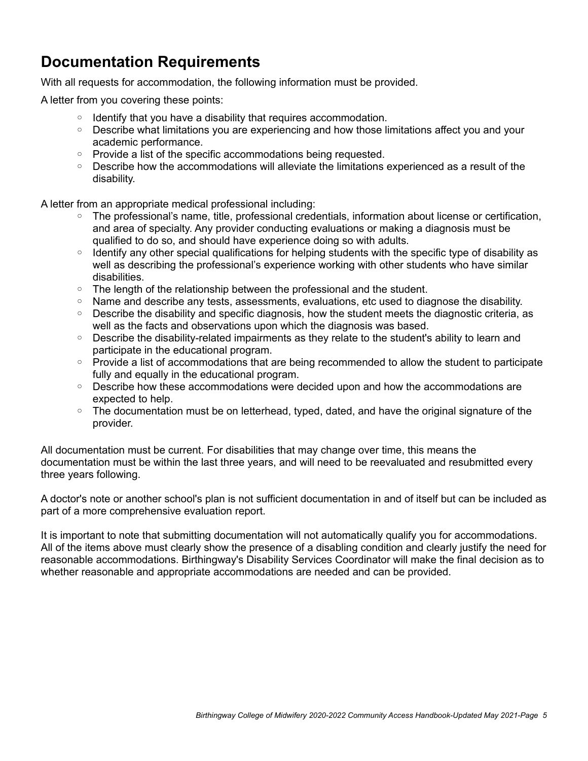## Documentation Requirements

With all requests for accommodation, the following information must be provided.

A letter from you covering these points:

- Identify that you have a disability that requires accommodation.
- Describe what limitations you are experiencing and how those limitations affect you and your academic performance.
- Provide a list of the specific accommodations being requested.
- Describe how the accommodations will alleviate the limitations experienced as a result of the disability.

A letter from an appropriate medical professional including:

- The professional's name, title, professional credentials, information about license or certification, and area of specialty. Any provider conducting evaluations or making a diagnosis must be qualified to do so, and should have experience doing so with adults.
- Identify any other special qualifications for helping students with the specific type of disability as well as describing the professional's experience working with other students who have similar disabilities.
- The length of the relationship between the professional and the student.
- Name and describe any tests, assessments, evaluations, etc used to diagnose the disability.
- Describe the disability and specific diagnosis, how the student meets the diagnostic criteria, as well as the facts and observations upon which the diagnosis was based.
- Describe the disability-related impairments as they relate to the student's ability to learn and participate in the educational program.
- Provide a list of accommodations that are being recommended to allow the student to participate fully and equally in the educational program.
- Describe how these accommodations were decided upon and how the accommodations are expected to help.
- The documentation must be on letterhead, typed, dated, and have the original signature of the provider.

All documentation must be current. For disabilities that may change over time, this means the documentation must be within the last three years, and will need to be reevaluated and resubmitted every three years following.

A doctor's note or another school's plan is not sufficient documentation in and of itself but can be included as part of a more comprehensive evaluation report.

It is important to note that submitting documentation will not automatically qualify you for accommodations. All of the items above must clearly show the presence of a disabling condition and clearly justify the need for reasonable accommodations. Birthingway's Disability Services Coordinator will make the final decision as to whether reasonable and appropriate accommodations are needed and can be provided.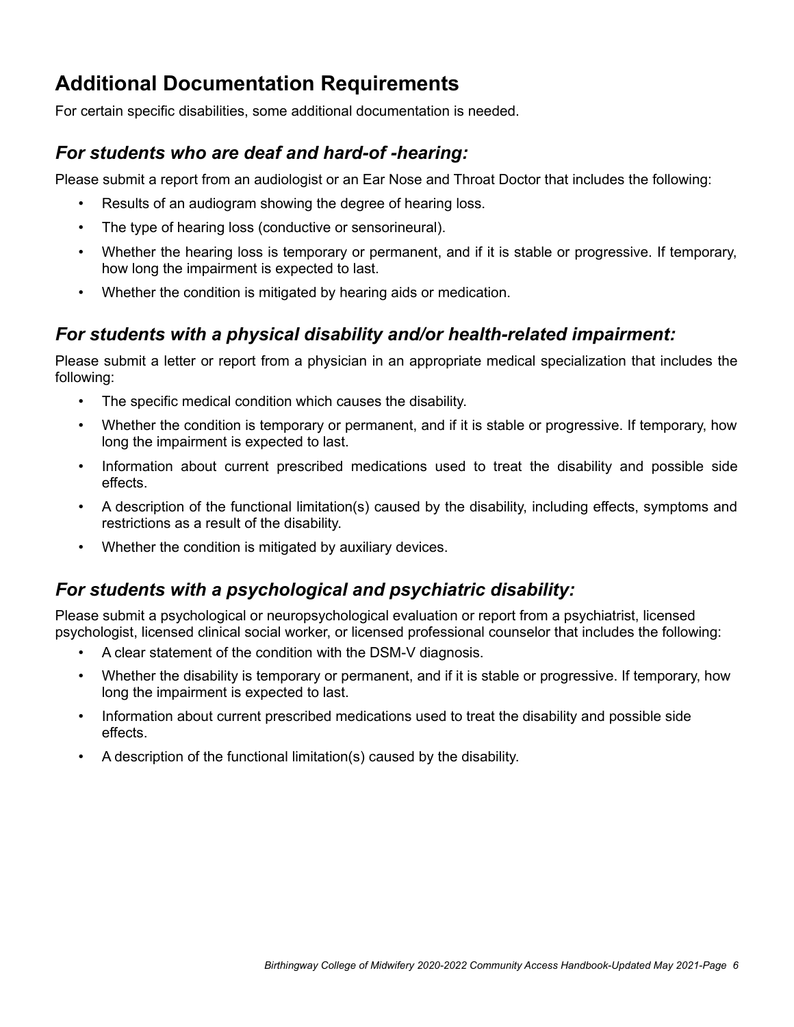## Additional Documentation Requirements

For certain specific disabilities, some additional documentation is needed.

### *For students who are deaf and hard-of -hearing:*

Please submit a report from an audiologist or an Ear Nose and Throat Doctor that includes the following:

- Results of an audiogram showing the degree of hearing loss.
- The type of hearing loss (conductive or sensorineural).
- Whether the hearing loss is temporary or permanent, and if it is stable or progressive. If temporary, how long the impairment is expected to last.
- Whether the condition is mitigated by hearing aids or medication.

### *For students with a physical disability and/or health-related impairment:*

Please submit a letter or report from a physician in an appropriate medical specialization that includes the following:

- The specific medical condition which causes the disability.
- Whether the condition is temporary or permanent, and if it is stable or progressive. If temporary, how long the impairment is expected to last.
- Information about current prescribed medications used to treat the disability and possible side effects.
- A description of the functional limitation(s) caused by the disability, including effects, symptoms and restrictions as a result of the disability.
- Whether the condition is mitigated by auxiliary devices.

### *For students with a psychological and psychiatric disability:*

Please submit a psychological or neuropsychological evaluation or report from a psychiatrist, licensed psychologist, licensed clinical social worker, or licensed professional counselor that includes the following:

- A clear statement of the condition with the DSM-V diagnosis.
- Whether the disability is temporary or permanent, and if it is stable or progressive. If temporary, how long the impairment is expected to last.
- Information about current prescribed medications used to treat the disability and possible side effects.
- A description of the functional limitation(s) caused by the disability.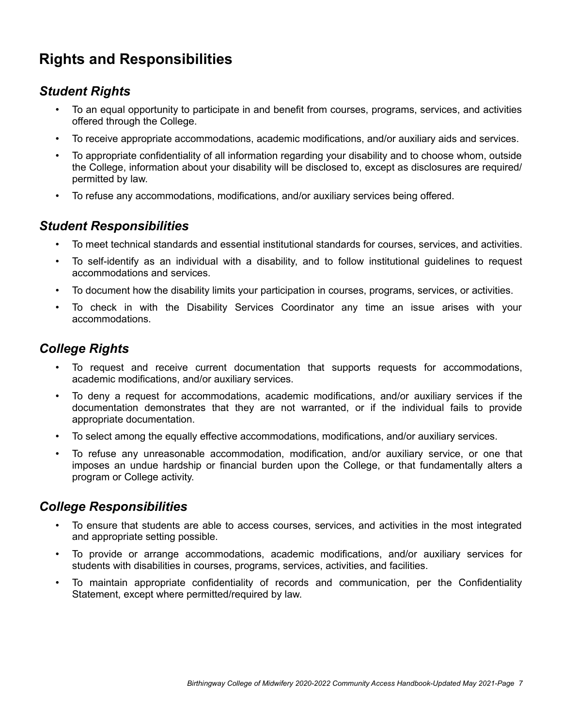## Rights and Responsibilities

### *Student Rights*

- To an equal opportunity to participate in and benefit from courses, programs, services, and activities offered through the College.
- To receive appropriate accommodations, academic modifications, and/or auxiliary aids and services.
- To appropriate confidentiality of all information regarding your disability and to choose whom, outside the College, information about your disability will be disclosed to, except as disclosures are required/ permitted by law.
- To refuse any accommodations, modifications, and/or auxiliary services being offered.

### *Student Responsibilities*

- To meet technical standards and essential institutional standards for courses, services, and activities.
- To self-identify as an individual with a disability, and to follow institutional guidelines to request accommodations and services.
- To document how the disability limits your participation in courses, programs, services, or activities.
- To check in with the Disability Services Coordinator any time an issue arises with your accommodations.

### *College Rights*

- To request and receive current documentation that supports requests for accommodations, academic modifications, and/or auxiliary services.
- To deny a request for accommodations, academic modifications, and/or auxiliary services if the documentation demonstrates that they are not warranted, or if the individual fails to provide appropriate documentation.
- To select among the equally effective accommodations, modifications, and/or auxiliary services.
- To refuse any unreasonable accommodation, modification, and/or auxiliary service, or one that imposes an undue hardship or financial burden upon the College, or that fundamentally alters a program or College activity.

### *College Responsibilities*

- To ensure that students are able to access courses, services, and activities in the most integrated and appropriate setting possible.
- To provide or arrange accommodations, academic modifications, and/or auxiliary services for students with disabilities in courses, programs, services, activities, and facilities.
- To maintain appropriate confidentiality of records and communication, per the Confidentiality Statement, except where permitted/required by law.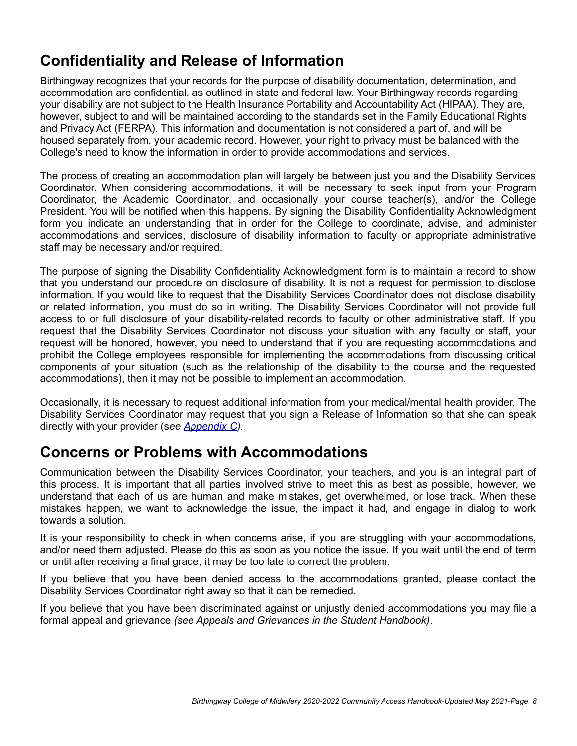## Confidentiality and Release of Information

Birthingway recognizes that your records for the purpose of disability documentation, determination, and accommodation are confidential, as outlined in state and federal law. Your Birthingway records regarding your disability are not subject to the Health Insurance Portability and Accountability Act (HIPAA). They are, however, subject to and will be maintained according to the standards set in the Family Educational Rights and Privacy Act (FERPA). This information and documentation is not considered a part of, and will be housed separately from, your academic record. However, your right to privacy must be balanced with the College's need to know the information in order to provide accommodations and services.

The process of creating an accommodation plan will largely be between just you and the Disability Services Coordinator. When considering accommodations, it will be necessary to seek input from your Program Coordinator, the Academic Coordinator, and occasionally your course teacher(s), and/or the College President. You will be notified when this happens. By signing the Disability Confidentiality Acknowledgment form you indicate an understanding that in order for the College to coordinate, advise, and administer accommodations and services, disclosure of disability information to faculty or appropriate administrative staff may be necessary and/or required.

The purpose of signing the Disability Confidentiality Acknowledgment form is to maintain a record to show that you understand our procedure on disclosure of disability. It is not a request for permission to disclose information. If you would like to request that the Disability Services Coordinator does not disclose disability or related information, you must do so in writing. The Disability Services Coordinator will not provide full access to or full disclosure of your disability-related records to faculty or other administrative staff. If you request that the Disability Services Coordinator not discuss your situation with any faculty or staff, your request will be honored, however, you need to understand that if you are requesting accommodations and prohibit the College employees responsible for implementing the accommodations from discussing critical components of your situation (such as the relationship of the disability to the course and the requested accommodations), then it may not be possible to implement an accommodation.

Occasionally, it is necessary to request additional information from your medical/mental health provider. The Disability Services Coordinator may request that you sign a Release of Information so that she can speak directly with your provider (*see Appendix C).*

## Concerns or Problems with Accommodations

Communication between the Disability Services Coordinator, your teachers, and you is an integral part of this process. It is important that all parties involved strive to meet this as best as possible, however, we understand that each of us are human and make mistakes, get overwhelmed, or lose track. When these mistakes happen, we want to acknowledge the issue, the impact it had, and engage in dialog to work towards a solution.

It is your responsibility to check in when concerns arise, if you are struggling with your accommodations, and/or need them adjusted. Please do this as soon as you notice the issue. If you wait until the end of term or until after receiving a final grade, it may be too late to correct the problem.

If you believe that you have been denied access to the accommodations granted, please contact the Disability Services Coordinator right away so that it can be remedied.

If you believe that you have been discriminated against or unjustly denied accommodations you may file a formal appeal and grievance *(see Appeals and Grievances in the Student Handbook)*.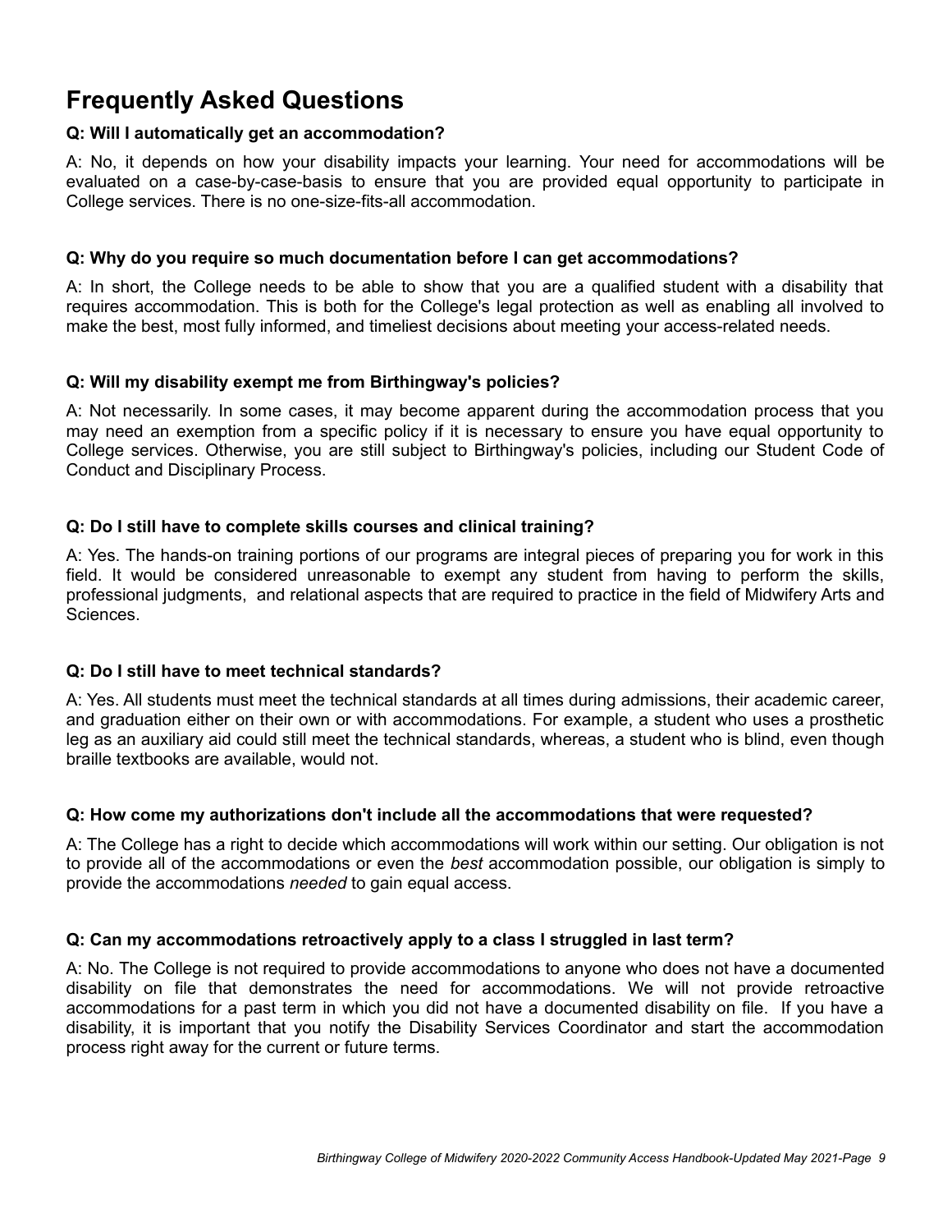# Frequently Asked Questions

**Q: Will I automatically get an accommodation?**

A: No, it depends on how your disability impacts your learning. Your need for accommodations will be evaluated on a case-by-case-basis to ensure that you are provided equal opportunity to participate in College services. There is no one-size-fits-all accommodation.

**Q: Why do you require so much documentation before I can get accommodations?**

A: In short, the College needs to be able to show that you are a qualified student with a disability that requires accommodation. This is both for the College's legal protection as well as enabling all involved to make the best, most fully informed, and timeliest decisions about meeting your access-related needs.

**Q: Will my disability exempt me from Birthingway's policies?**

A: Not necessarily. In some cases, it may become apparent during the accommodation process that you may need an exemption from a specific policy if it is necessary to ensure you have equal opportunity to College services. Otherwise, you are still subject to Birthingway's policies, including our Student Code of Conduct and Disciplinary Process.

**Q: Do I still have to complete skills courses and clinical training?**

A: Yes. The hands-on training portions of our programs are integral pieces of preparing you for work in this field. It would be considered unreasonable to exempt any student from having to perform the skills, professional judgments, and relational aspects that are required to practice in the field of Midwifery Arts and Sciences.

**Q: Do I still have to meet technical standards?**

A: Yes. All students must meet the technical standards at all times during admissions, their academic career, and graduation either on their own or with accommodations. For example, a student who uses a prosthetic leg as an auxiliary aid could still meet the technical standards, whereas, a student who is blind, even though braille textbooks are available, would not.

**Q: How come my authorizations don't include all the accommodations that were requested?**

A: The College has a right to decide which accommodations will work within our setting. Our obligation is not to provide all of the accommodations or even the *best* accommodation possible, our obligation is simply to provide the accommodations *needed* to gain equal access.

**Q: Can my accommodations retroactively apply to a class I struggled in last term?**

A: No. The College is not required to provide accommodations to anyone who does not have a documented disability on file that demonstrates the need for accommodations. We will not provide retroactive accommodations for a past term in which you did not have a documented disability on file. If you have a disability, it is important that you notify the Disability Services Coordinator and start the accommodation process right away for the current or future terms.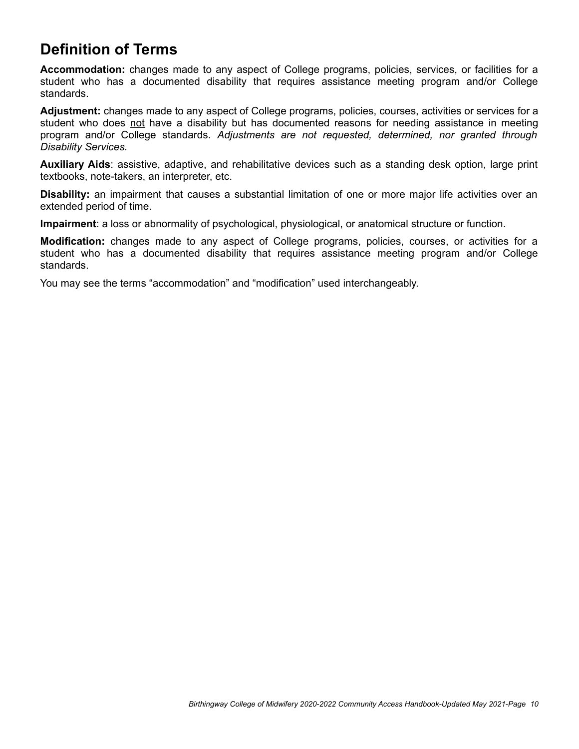## Definition of Terms

**Accommodation:** changes made to any aspect of College programs, policies, services, or facilities for a student who has a documented disability that requires assistance meeting program and/or College standards.

**Adjustment:** changes made to any aspect of College programs, policies, courses, activities or services for a student who does <u>not</u> have a disability but has documented reasons for needing assistance in meeting program and/or College standards. *Adjustments are not requested, determined, nor granted through Disability Services.*

**Auxiliary Aids**: assistive, adaptive, and rehabilitative devices such as a standing desk option, large print textbooks, note-takers, an interpreter, etc.

**Disability:** an impairment that causes a substantial limitation of one or more major life activities over an extended period of time.

**Impairment**: a loss or abnormality of psychological, physiological, or anatomical structure or function.

**Modification:** changes made to any aspect of College programs, policies, courses, or activities for a student who has a documented disability that requires assistance meeting program and/or College standards.

You may see the terms "accommodation" and "modification" used interchangeably.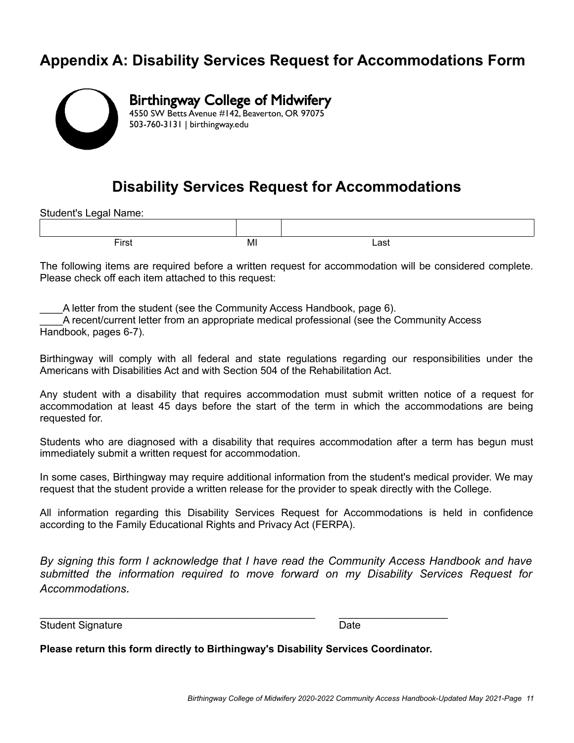# Appendix A: Disability Services Request for Accommodations Form

Birthingway College of Midwifery
4550 SW Betts Avenue #142, Beaverton, OR 97075
503-760-3131 | birthingway.edu

## Disability Services Request for Accommodations

Student's Legal Name:

| | | |
|---|---|---|
| | | |
| First | MI | Last |

The following items are required before a written request for accommodation will be considered complete. Please check off each item attached to this request:

____A letter from the student (see the Community Access Handbook, page 6).
____A recent/current letter from an appropriate medical professional (see the Community Access Handbook, pages 6-7).

Birthingway will comply with all federal and state regulations regarding our responsibilities under the Americans with Disabilities Act and with Section 504 of the Rehabilitation Act.

Any student with a disability that requires accommodation must submit written notice of a request for accommodation at least 45 days before the start of the term in which the accommodations are being requested for.

Students who are diagnosed with a disability that requires accommodation after a term has begun must immediately submit a written request for accommodation.

In some cases, Birthingway may require additional information from the student's medical provider. We may request that the student provide a written release for the provider to speak directly with the College.

All information regarding this Disability Services Request for Accommodations is held in confidence according to the Family Educational Rights and Privacy Act (FERPA).

*By signing this form I acknowledge that I have read the Community Access Handbook and have submitted the information required to move forward on my Disability Services Request for Accommodations.*

_________________________________________________ ___________________
Student Signature Date

**Please return this form directly to Birthingway's Disability Services Coordinator.**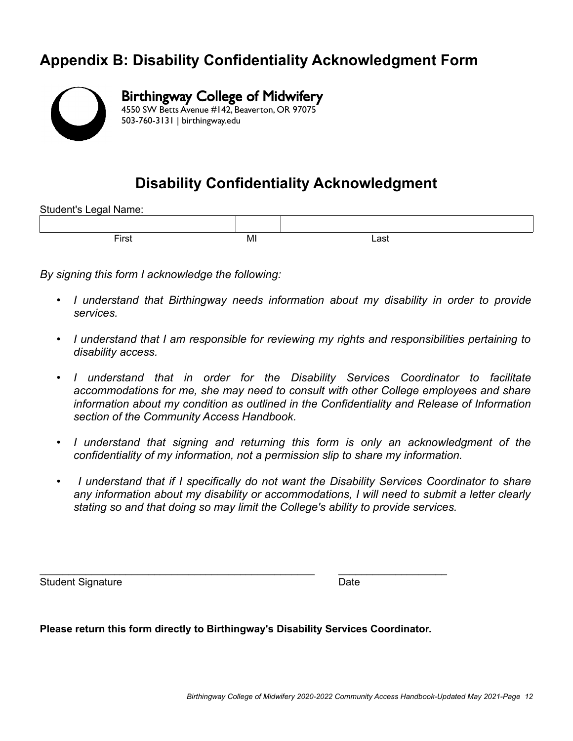## Appendix B: Disability Confidentiality Acknowledgment Form

**Birthingway College of Midwifery**
4550 SW Betts Avenue #142, Beaverton, OR 97075
503-760-3131 | birthingway.edu

# Disability Confidentiality Acknowledgment

Student's Legal Name:

| | | |
|---|---|---|
| | | |
| First | MI | Last |

*By signing this form I acknowledge the following:*

- *I understand that Birthingway needs information about my disability in order to provide services.*
- *I understand that I am responsible for reviewing my rights and responsibilities pertaining to disability access.*
- *I understand that in order for the Disability Services Coordinator to facilitate accommodations for me, she may need to consult with other College employees and share information about my condition as outlined in the Confidentiality and Release of Information section of the Community Access Handbook.*
- *I understand that signing and returning this form is only an acknowledgment of the confidentiality of my information, not a permission slip to share my information.*
- *I understand that if I specifically do not want the Disability Services Coordinator to share any information about my disability or accommodations, I will need to submit a letter clearly stating so and that doing so may limit the College's ability to provide services.*

\_\_\_\_\_\_\_\_\_\_\_\_\_\_\_\_\_\_\_\_\_\_\_\_\_\_\_\_\_\_\_\_\_\_\_\_\_\_\_\_\_\_\_\_ \_\_\_\_\_\_\_\_\_\_\_\_\_\_\_\_\_\_\_\_
Student Signature Date

**Please return this form directly to Birthingway's Disability Services Coordinator.**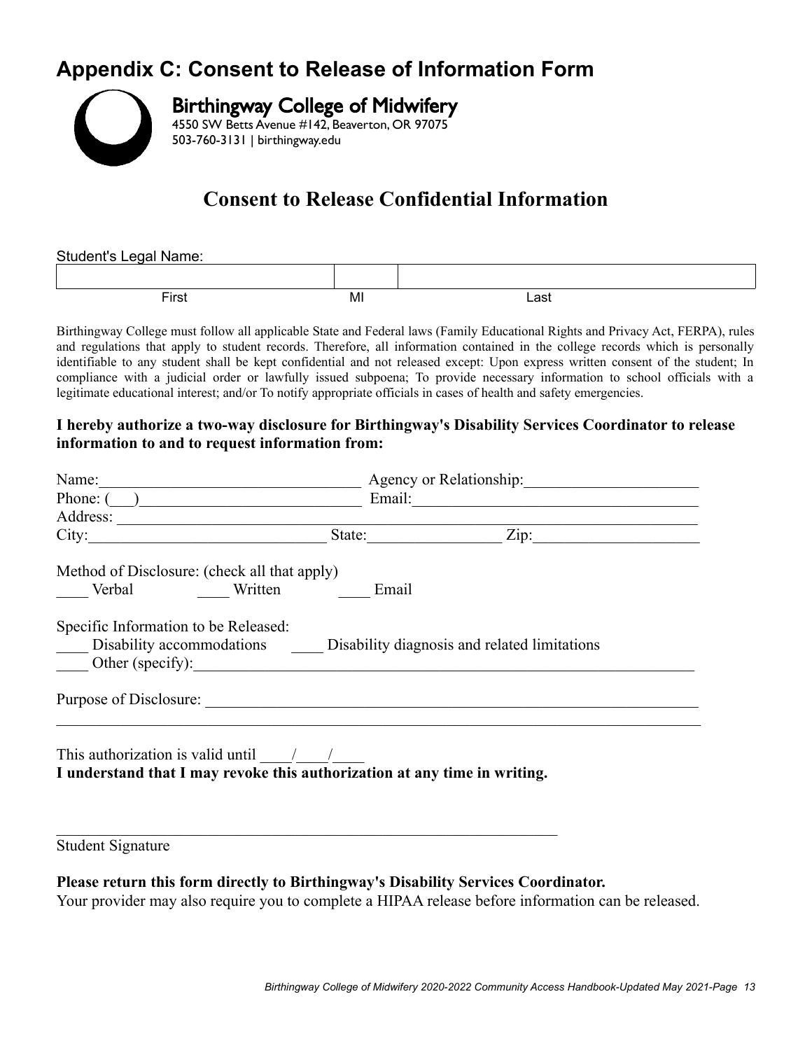# Appendix C: Consent to Release of Information Form

**Birthingway College of Midwifery**
4550 SW Betts Avenue #142, Beaverton, OR 97075
503-760-3131 | birthingway.edu

## Consent to Release Confidential Information

Student's Legal Name:

| | | |
|---|---|---|
| | | |
| First | MI | Last |

Birthingway College must follow all applicable State and Federal laws (Family Educational Rights and Privacy Act, FERPA), rules and regulations that apply to student records. Therefore, all information contained in the college records which is personally identifiable to any student shall be kept confidential and not released except: Upon express written consent of the student; In compliance with a judicial order or lawfully issued subpoena; To provide necessary information to school officials with a legitimate educational interest; and/or To notify appropriate officials in cases of health and safety emergencies.

**I hereby authorize a two-way disclosure for Birthingway's Disability Services Coordinator to release information to and to request information from:**

Name:_________________________________ Agency or Relationship:______________________

Phone: (___)___________________________ Email:____________________________________

Address: _______________________________________________________________________

City:______________________________ State:________________ Zip:____________________

Method of Disclosure: (check all that apply)

____ Verbal ____ Written ____ Email

Specific Information to be Released:

____ Disability accommodations ____ Disability diagnosis and related limitations

____ Other (specify):_________________________________________________________________

Purpose of Disclosure: _________________________________________________________________

_______________________________________________________________________________

This authorization is valid until ____/____/____

**I understand that I may revoke this authorization at any time in writing.**

_________________________________________________________________

Student Signature

**Please return this form directly to Birthingway's Disability Services Coordinator.**

Your provider may also require you to complete a HIPAA release before information can be released.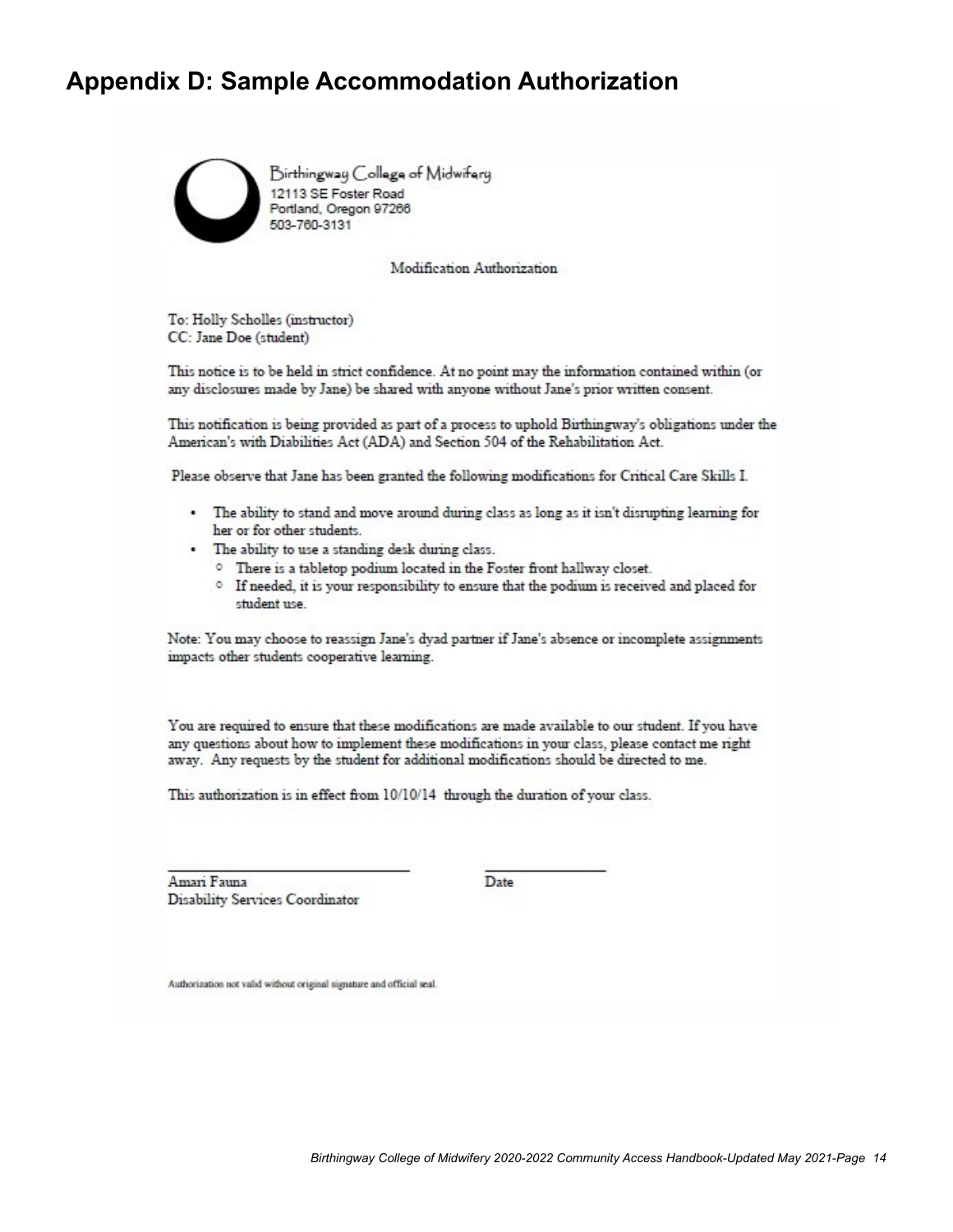# Appendix D: Sample Accommodation Authorization

Birthingway College of Midwifery
12113 SE Foster Road
Portland, Oregon 97266
503-760-3131

Modification Authorization

To: Holly Scholles (instructor)
CC: Jane Doe (student)

This notice is to be held in strict confidence. At no point may the information contained within (or any disclosures made by Jane) be shared with anyone without Jane's prior written consent.

This notification is being provided as part of a process to uphold Birthingway's obligations under the American's with Diabilities Act (ADA) and Section 504 of the Rehabilitation Act.

Please observe that Jane has been granted the following modifications for Critical Care Skills I.

- The ability to stand and move around during class as long as it isn't disrupting learning for her or for other students.
- The ability to use a standing desk during class.
  - There is a tabletop podium located in the Foster front hallway closet.
  - If needed, it is your responsibility to ensure that the podium is received and placed for student use.

Note: You may choose to reassign Jane's dyad partner if Jane's absence or incomplete assignments impacts other students cooperative learning.

You are required to ensure that these modifications are made available to our student. If you have any questions about how to implement these modifications in your class, please contact me right away. Any requests by the student for additional modifications should be directed to me.

This authorization is in effect from 10/10/14 through the duration of your class.

Amari Fauna
Disability Services Coordinator

Date

Authorization not valid without original signature and official seal.